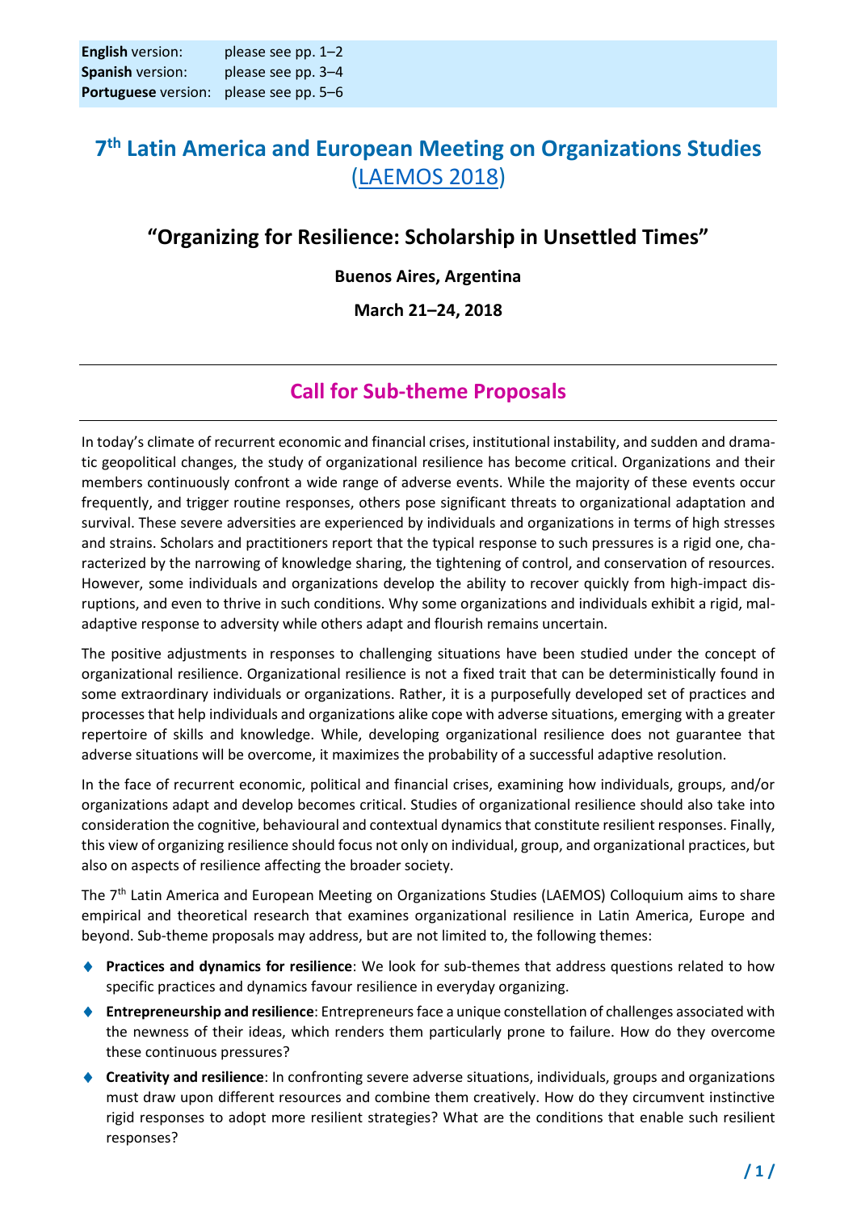| **English** version: | please see pp. 1–2 |
| --- | --- |
| **Spanish** version: | please see pp. 3–4 |
| **Portuguese** version: | please see pp. 5–6 |

# 7th Latin America and European Meeting on Organizations Studies (LAEMOS 2018)

## "Organizing for Resilience: Scholarship in Unsettled Times"

**Buenos Aires, Argentina**

**March 21–24, 2018**

## Call for Sub-theme Proposals

In today's climate of recurrent economic and financial crises, institutional instability, and sudden and dramatic geopolitical changes, the study of organizational resilience has become critical. Organizations and their members continuously confront a wide range of adverse events. While the majority of these events occur frequently, and trigger routine responses, others pose significant threats to organizational adaptation and survival. These severe adversities are experienced by individuals and organizations in terms of high stresses and strains. Scholars and practitioners report that the typical response to such pressures is a rigid one, characterized by the narrowing of knowledge sharing, the tightening of control, and conservation of resources. However, some individuals and organizations develop the ability to recover quickly from high-impact disruptions, and even to thrive in such conditions. Why some organizations and individuals exhibit a rigid, maladaptive response to adversity while others adapt and flourish remains uncertain.

The positive adjustments in responses to challenging situations have been studied under the concept of organizational resilience. Organizational resilience is not a fixed trait that can be deterministically found in some extraordinary individuals or organizations. Rather, it is a purposefully developed set of practices and processes that help individuals and organizations alike cope with adverse situations, emerging with a greater repertoire of skills and knowledge. While, developing organizational resilience does not guarantee that adverse situations will be overcome, it maximizes the probability of a successful adaptive resolution.

In the face of recurrent economic, political and financial crises, examining how individuals, groups, and/or organizations adapt and develop becomes critical. Studies of organizational resilience should also take into consideration the cognitive, behavioural and contextual dynamics that constitute resilient responses. Finally, this view of organizing resilience should focus not only on individual, group, and organizational practices, but also on aspects of resilience affecting the broader society.

The 7th Latin America and European Meeting on Organizations Studies (LAEMOS) Colloquium aims to share empirical and theoretical research that examines organizational resilience in Latin America, Europe and beyond. Sub-theme proposals may address, but are not limited to, the following themes:

- **Practices and dynamics for resilience**: We look for sub-themes that address questions related to how specific practices and dynamics favour resilience in everyday organizing.
- **Entrepreneurship and resilience**: Entrepreneurs face a unique constellation of challenges associated with the newness of their ideas, which renders them particularly prone to failure. How do they overcome these continuous pressures?
- **Creativity and resilience**: In confronting severe adverse situations, individuals, groups and organizations must draw upon different resources and combine them creatively. How do they circumvent instinctive rigid responses to adopt more resilient strategies? What are the conditions that enable such resilient responses?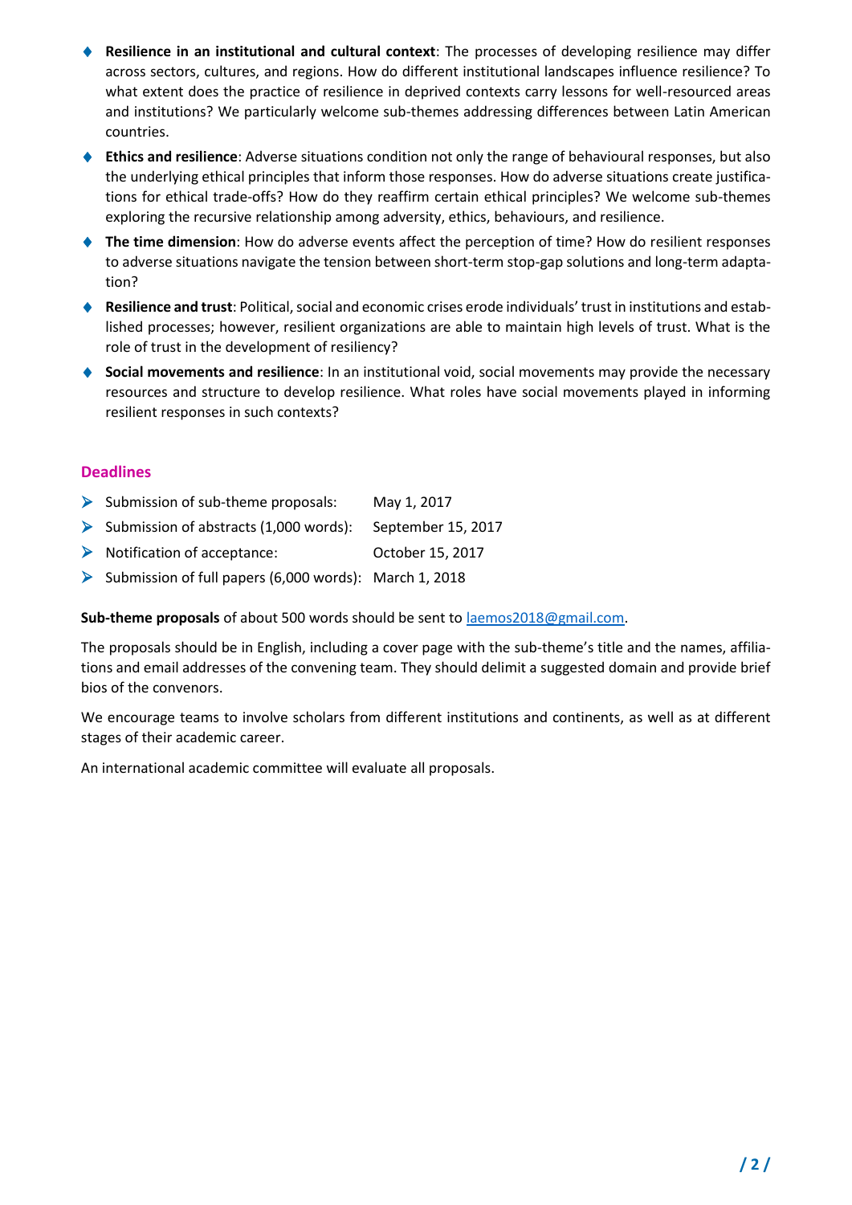- **Resilience in an institutional and cultural context**: The processes of developing resilience may differ across sectors, cultures, and regions. How do different institutional landscapes influence resilience? To what extent does the practice of resilience in deprived contexts carry lessons for well-resourced areas and institutions? We particularly welcome sub-themes addressing differences between Latin American countries.
- **Ethics and resilience**: Adverse situations condition not only the range of behavioural responses, but also the underlying ethical principles that inform those responses. How do adverse situations create justifications for ethical trade-offs? How do they reaffirm certain ethical principles? We welcome sub-themes exploring the recursive relationship among adversity, ethics, behaviours, and resilience.
- **The time dimension**: How do adverse events affect the perception of time? How do resilient responses to adverse situations navigate the tension between short-term stop-gap solutions and long-term adaptation?
- **Resilience and trust**: Political, social and economic crises erode individuals' trust in institutions and established processes; however, resilient organizations are able to maintain high levels of trust. What is the role of trust in the development of resiliency?
- **Social movements and resilience**: In an institutional void, social movements may provide the necessary resources and structure to develop resilience. What roles have social movements played in informing resilient responses in such contexts?

## Deadlines

- Submission of sub-theme proposals: May 1, 2017
- Submission of abstracts (1,000 words): September 15, 2017
- Notification of acceptance: October 15, 2017
- Submission of full papers (6,000 words): March 1, 2018

**Sub-theme proposals** of about 500 words should be sent to laemos2018@gmail.com.

The proposals should be in English, including a cover page with the sub-theme's title and the names, affiliations and email addresses of the convening team. They should delimit a suggested domain and provide brief bios of the convenors.

We encourage teams to involve scholars from different institutions and continents, as well as at different stages of their academic career.

An international academic committee will evaluate all proposals.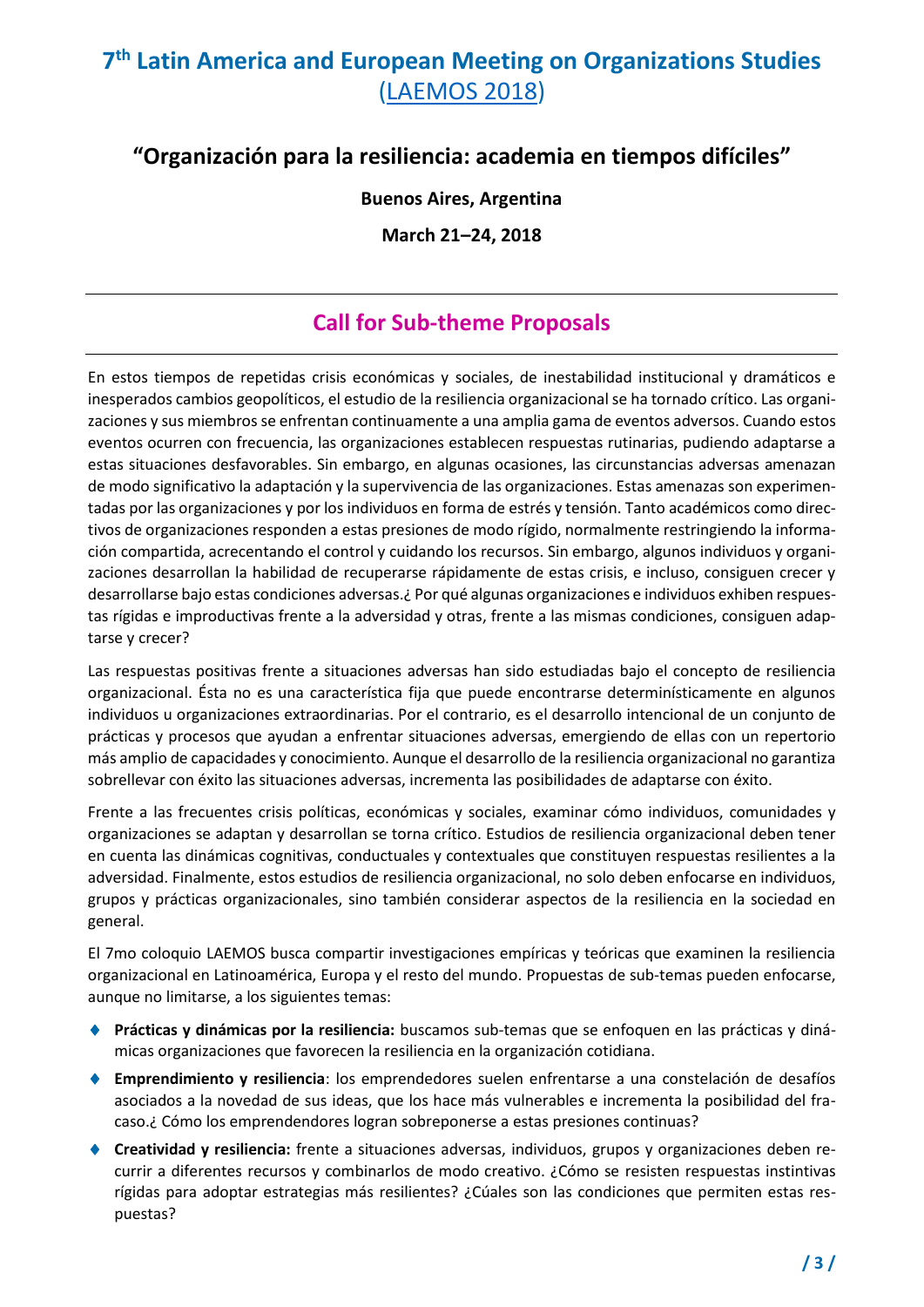# 7th Latin America and European Meeting on Organizations Studies (LAEMOS 2018)

## "Organización para la resiliencia: academia en tiempos difíciles"

**Buenos Aires, Argentina**

**March 21–24, 2018**

---

## Call for Sub-theme Proposals

---

En estos tiempos de repetidas crisis económicas y sociales, de inestabilidad institucional y dramáticos e inesperados cambios geopolíticos, el estudio de la resiliencia organizacional se ha tornado crítico. Las organizaciones y sus miembros se enfrentan continuamente a una amplia gama de eventos adversos. Cuando estos eventos ocurren con frecuencia, las organizaciones establecen respuestas rutinarias, pudiendo adaptarse a estas situaciones desfavorables. Sin embargo, en algunas ocasiones, las circunstancias adversas amenazan de modo significativo la adaptación y la supervivencia de las organizaciones. Estas amenazas son experimentadas por las organizaciones y por los individuos en forma de estrés y tensión. Tanto académicos como directivos de organizaciones responden a estas presiones de modo rígido, normalmente restringiendo la información compartida, acrecentando el control y cuidando los recursos. Sin embargo, algunos individuos y organizaciones desarrollan la habilidad de recuperarse rápidamente de estas crisis, e incluso, consiguen crecer y desarrollarse bajo estas condiciones adversas.¿ Por qué algunas organizaciones e individuos exhiben respuestas rígidas e improductivas frente a la adversidad y otras, frente a las mismas condiciones, consiguen adaptarse y crecer?

Las respuestas positivas frente a situaciones adversas han sido estudiadas bajo el concepto de resiliencia organizacional. Ésta no es una característica fija que puede encontrarse determinísticamente en algunos individuos u organizaciones extraordinarias. Por el contrario, es el desarrollo intencional de un conjunto de prácticas y procesos que ayudan a enfrentar situaciones adversas, emergiendo de ellas con un repertorio más amplio de capacidades y conocimiento. Aunque el desarrollo de la resiliencia organizacional no garantiza sobrellevar con éxito las situaciones adversas, incrementa las posibilidades de adaptarse con éxito.

Frente a las frecuentes crisis políticas, económicas y sociales, examinar cómo individuos, comunidades y organizaciones se adaptan y desarrollan se torna crítico. Estudios de resiliencia organizacional deben tener en cuenta las dinámicas cognitivas, conductuales y contextuales que constituyen respuestas resilientes a la adversidad. Finalmente, estos estudios de resiliencia organizacional, no solo deben enfocarse en individuos, grupos y prácticas organizacionales, sino también considerar aspectos de la resiliencia en la sociedad en general.

El 7mo coloquio LAEMOS busca compartir investigaciones empíricas y teóricas que examinen la resiliencia organizacional en Latinoamérica, Europa y el resto del mundo. Propuestas de sub-temas pueden enfocarse, aunque no limitarse, a los siguientes temas:

- **Prácticas y dinámicas por la resiliencia:** buscamos sub-temas que se enfoquen en las prácticas y dinámicas organizaciones que favorecen la resiliencia en la organización cotidiana.
- **Emprendimiento y resiliencia**: los emprendedores suelen enfrentarse a una constelación de desafíos asociados a la novedad de sus ideas, que los hace más vulnerables e incrementa la posibilidad del fracaso.¿ Cómo los emprendendores logran sobreponerse a estas presiones continuas?
- **Creatividad y resiliencia:** frente a situaciones adversas, individuos, grupos y organizaciones deben recurrir a diferentes recursos y combinarlos de modo creativo. ¿Cómo se resisten respuestas instintivas rígidas para adoptar estrategias más resilientes? ¿Cúales son las condiciones que permiten estas respuestas?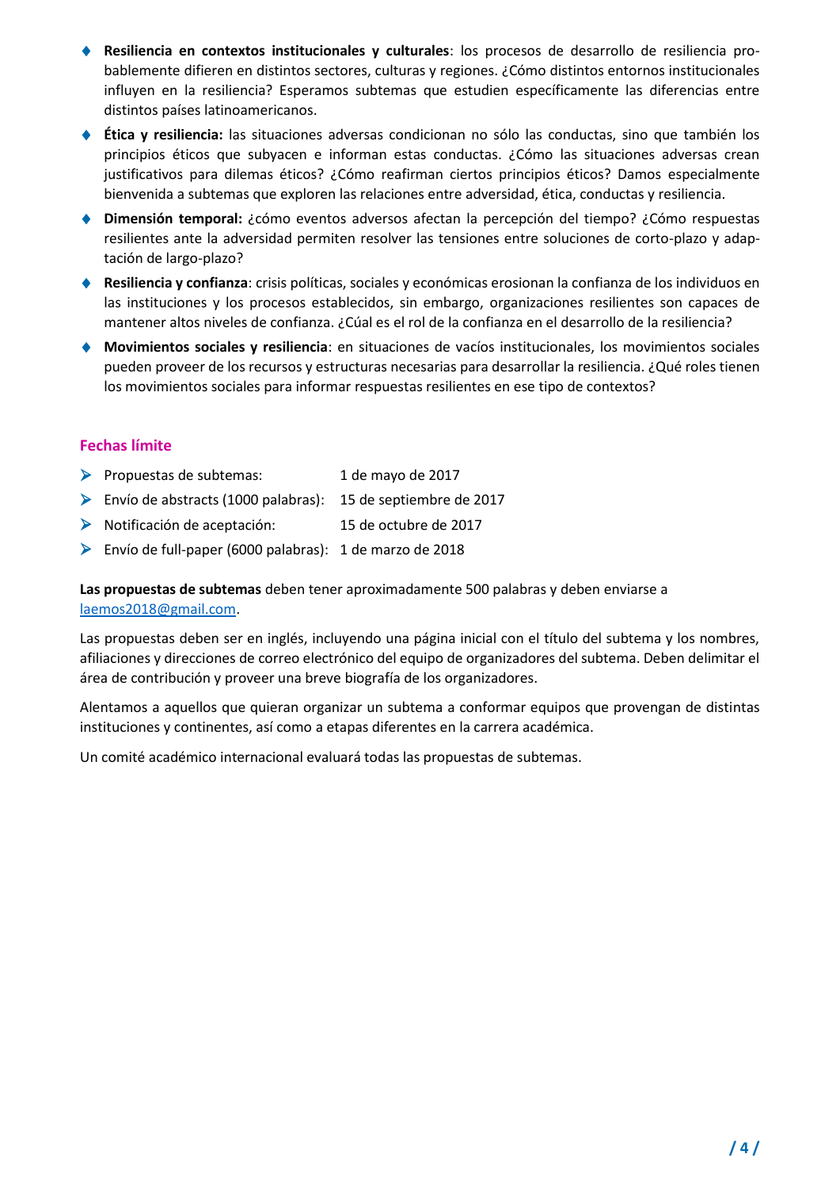- **Resiliencia en contextos institucionales y culturales**: los procesos de desarrollo de resiliencia probablemente difieren en distintos sectores, culturas y regiones. ¿Cómo distintos entornos institucionales influyen en la resiliencia? Esperamos subtemas que estudien específicamente las diferencias entre distintos países latinoamericanos.
- **Ética y resiliencia:** las situaciones adversas condicionan no sólo las conductas, sino que también los principios éticos que subyacen e informan estas conductas. ¿Cómo las situaciones adversas crean justificativos para dilemas éticos? ¿Cómo reafirman ciertos principios éticos? Damos especialmente bienvenida a subtemas que exploren las relaciones entre adversidad, ética, conductas y resiliencia.
- **Dimensión temporal:** ¿cómo eventos adversos afectan la percepción del tiempo? ¿Cómo respuestas resilientes ante la adversidad permiten resolver las tensiones entre soluciones de corto-plazo y adaptación de largo-plazo?
- **Resiliencia y confianza**: crisis políticas, sociales y económicas erosionan la confianza de los individuos en las instituciones y los procesos establecidos, sin embargo, organizaciones resilientes son capaces de mantener altos niveles de confianza. ¿Cúal es el rol de la confianza en el desarrollo de la resiliencia?
- **Movimientos sociales y resiliencia**: en situaciones de vacíos institucionales, los movimientos sociales pueden proveer de los recursos y estructuras necesarias para desarrollar la resiliencia. ¿Qué roles tienen los movimientos sociales para informar respuestas resilientes en ese tipo de contextos?

## Fechas límite

- Propuestas de subtemas: 1 de mayo de 2017
- Envío de abstracts (1000 palabras): 15 de septiembre de 2017
- Notificación de aceptación: 15 de octubre de 2017
- Envío de full-paper (6000 palabras): 1 de marzo de 2018

**Las propuestas de subtemas** deben tener aproximadamente 500 palabras y deben enviarse a laemos2018@gmail.com.

Las propuestas deben ser en inglés, incluyendo una página inicial con el título del subtema y los nombres, afiliaciones y direcciones de correo electrónico del equipo de organizadores del subtema. Deben delimitar el área de contribución y proveer una breve biografía de los organizadores.

Alentamos a aquellos que quieran organizar un subtema a conformar equipos que provengan de distintas instituciones y continentes, así como a etapas diferentes en la carrera académica.

Un comité académico internacional evaluará todas las propuestas de subtemas.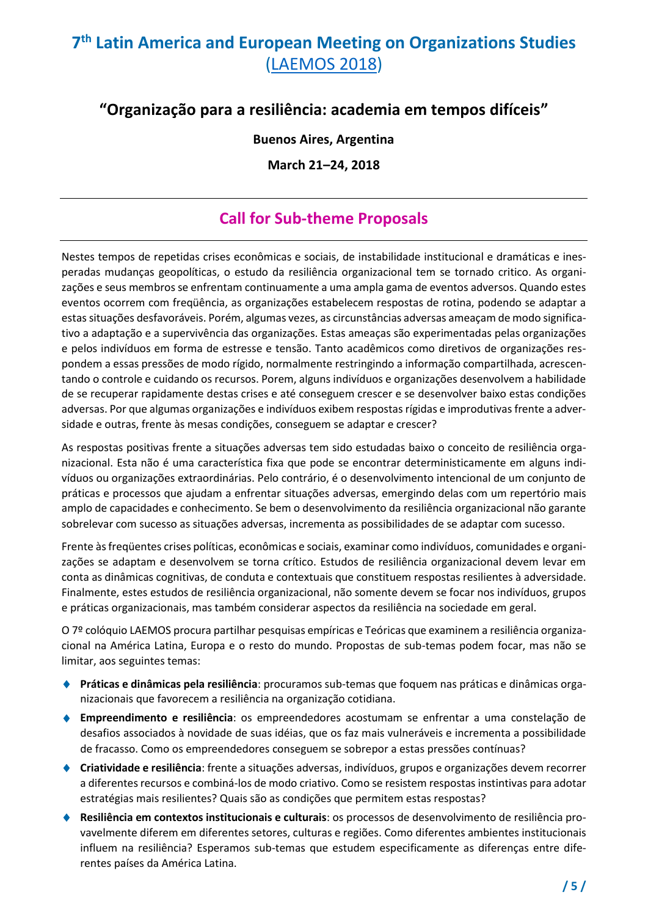# 7th Latin America and European Meeting on Organizations Studies (LAEMOS 2018)

## "Organização para a resiliência: academia em tempos difíceis"

**Buenos Aires, Argentina**

**March 21–24, 2018**

## Call for Sub-theme Proposals

Nestes tempos de repetidas crises econômicas e sociais, de instabilidade institucional e dramáticas e inesperadas mudanças geopolíticas, o estudo da resiliência organizacional tem se tornado critico. As organizações e seus membros se enfrentam continuamente a uma ampla gama de eventos adversos. Quando estes eventos ocorrem com freqüência, as organizações estabelecem respostas de rotina, podendo se adaptar a estas situações desfavoráveis. Porém, algumas vezes, as circunstâncias adversas ameaçam de modo significativo a adaptação e a supervivência das organizações. Estas ameaças são experimentadas pelas organizações e pelos indivíduos em forma de estresse e tensão. Tanto acadêmicos como diretivos de organizações respondem a essas pressões de modo rígido, normalmente restringindo a informação compartilhada, acrescentando o controle e cuidando os recursos. Porem, alguns indivíduos e organizações desenvolvem a habilidade de se recuperar rapidamente destas crises e até conseguem crescer e se desenvolver baixo estas condições adversas. Por que algumas organizações e indivíduos exibem respostas rígidas e improdutivas frente a adversidade e outras, frente às mesas condições, conseguem se adaptar e crescer?

As respostas positivas frente a situações adversas tem sido estudadas baixo o conceito de resiliência organizacional. Esta não é uma característica fixa que pode se encontrar deterministicamente em alguns indivíduos ou organizações extraordinárias. Pelo contrário, é o desenvolvimento intencional de um conjunto de práticas e processos que ajudam a enfrentar situações adversas, emergindo delas com um repertório mais amplo de capacidades e conhecimento. Se bem o desenvolvimento da resiliência organizacional não garante sobrelevar com sucesso as situações adversas, incrementa as possibilidades de se adaptar com sucesso.

Frente às freqüentes crises políticas, econômicas e sociais, examinar como indivíduos, comunidades e organizações se adaptam e desenvolvem se torna crítico. Estudos de resiliência organizacional devem levar em conta as dinâmicas cognitivas, de conduta e contextuais que constituem respostas resilientes à adversidade. Finalmente, estes estudos de resiliência organizacional, não somente devem se focar nos indivíduos, grupos e práticas organizacionais, mas também considerar aspectos da resiliência na sociedade em geral.

O 7º colóquio LAEMOS procura partilhar pesquisas empíricas e Teóricas que examinem a resiliência organizacional na América Latina, Europa e o resto do mundo. Propostas de sub-temas podem focar, mas não se limitar, aos seguintes temas:

- **Práticas e dinâmicas pela resiliência**: procuramos sub-temas que foquem nas práticas e dinâmicas organizacionais que favorecem a resiliência na organização cotidiana.
- **Empreendimento e resiliência**: os empreendedores acostumam se enfrentar a uma constelação de desafios associados à novidade de suas idéias, que os faz mais vulneráveis e incrementa a possibilidade de fracasso. Como os empreendedores conseguem se sobrepor a estas pressões contínuas?
- **Criatividade e resiliência**: frente a situações adversas, indivíduos, grupos e organizações devem recorrer a diferentes recursos e combiná-los de modo criativo. Como se resistem respostas instintivas para adotar estratégias mais resilientes? Quais são as condições que permitem estas respostas?
- **Resiliência em contextos institucionais e culturais**: os processos de desenvolvimento de resiliência provavelmente diferem em diferentes setores, culturas e regiões. Como diferentes ambientes institucionais influem na resiliência? Esperamos sub-temas que estudem especificamente as diferenças entre diferentes países da América Latina.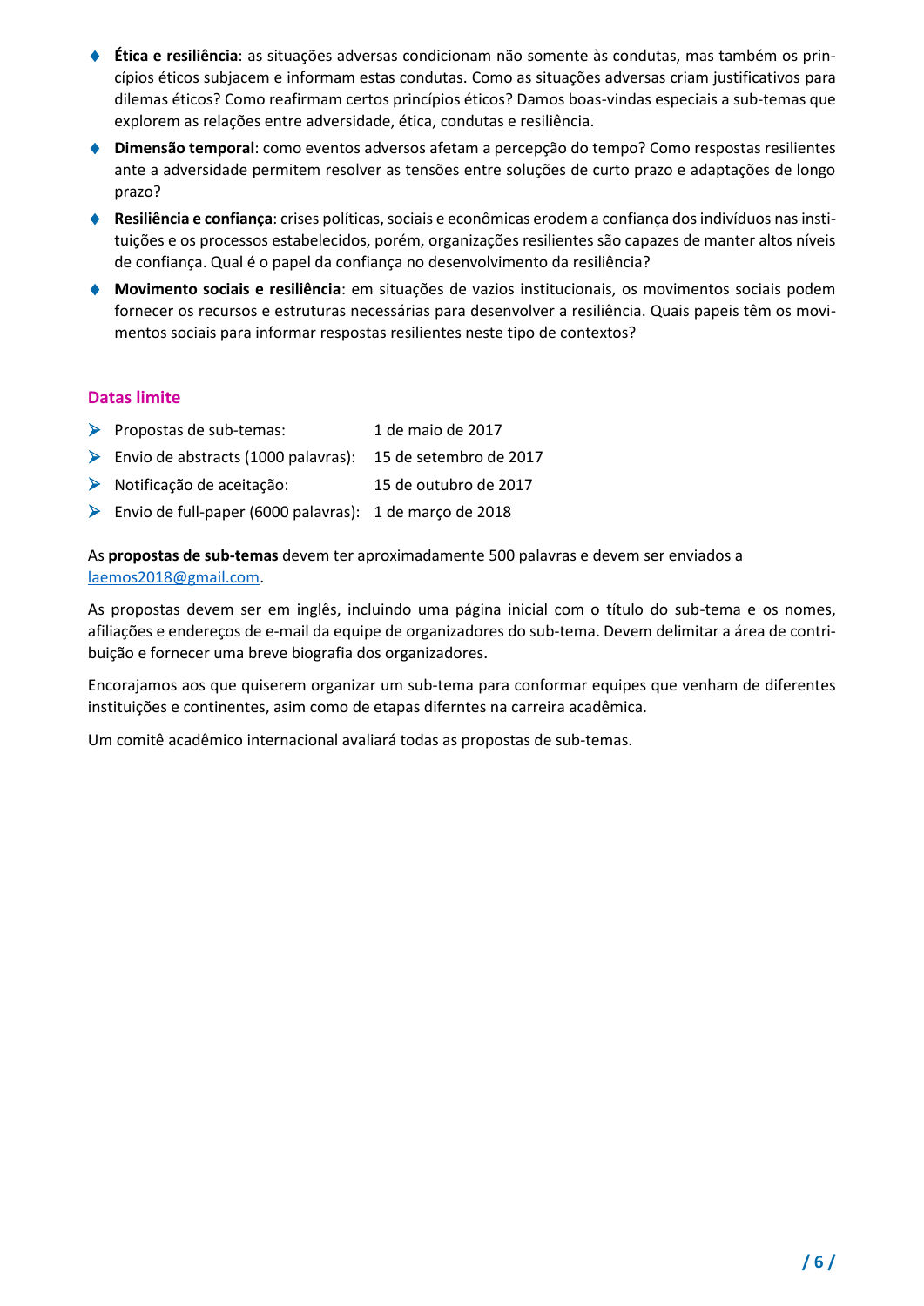- **Ética e resiliência**: as situações adversas condicionam não somente às condutas, mas também os princípios éticos subjacem e informam estas condutas. Como as situações adversas criam justificativos para dilemas éticos? Como reafirmam certos princípios éticos? Damos boas-vindas especiais a sub-temas que explorem as relações entre adversidade, ética, condutas e resiliência.
- **Dimensão temporal**: como eventos adversos afetam a percepção do tempo? Como respostas resilientes ante a adversidade permitem resolver as tensões entre soluções de curto prazo e adaptações de longo prazo?
- **Resiliência e confiança**: crises políticas, sociais e econômicas erodem a confiança dos indivíduos nas instituições e os processos estabelecidos, porém, organizações resilientes são capazes de manter altos níveis de confiança. Qual é o papel da confiança no desenvolvimento da resiliência?
- **Movimento sociais e resiliência**: em situações de vazios institucionais, os movimentos sociais podem fornecer os recursos e estruturas necessárias para desenvolver a resiliência. Quais papeis têm os movimentos sociais para informar respostas resilientes neste tipo de contextos?

## Datas limite

- Propostas de sub-temas: 1 de maio de 2017
- Envio de abstracts (1000 palavras): 15 de setembro de 2017
- Notificação de aceitação: 15 de outubro de 2017
- Envio de full-paper (6000 palavras): 1 de março de 2018

As **propostas de sub-temas** devem ter aproximadamente 500 palavras e devem ser enviados a laemos2018@gmail.com.

As propostas devem ser em inglês, incluindo uma página inicial com o título do sub-tema e os nomes, afiliações e endereços de e-mail da equipe de organizadores do sub-tema. Devem delimitar a área de contribuição e fornecer uma breve biografia dos organizadores.

Encorajamos aos que quiserem organizar um sub-tema para conformar equipes que venham de diferentes instituições e continentes, asim como de etapas difernetes na carreira acadêmica.

Um comitê acadêmico internacional avaliará todas as propostas de sub-temas.